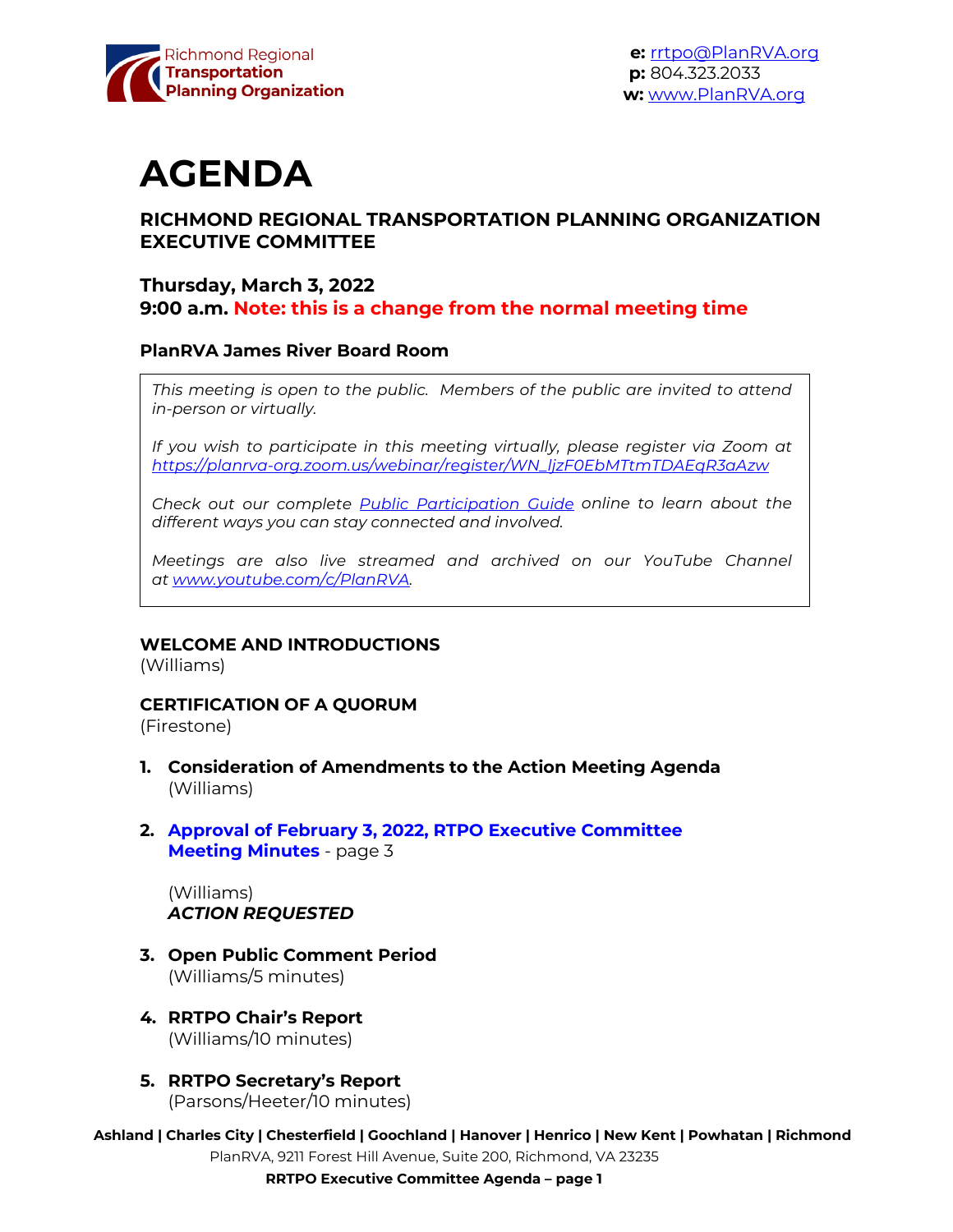Richmond Regional **Transportation Planning Organization**

**e:** rrtpo@PlanRVA.org
**p:** 804.323.2033
**w:** www.PlanRVA.org

# AGENDA

### RICHMOND REGIONAL TRANSPORTATION PLANNING ORGANIZATION EXECUTIVE COMMITTEE

### Thursday, March 3, 2022
### 9:00 a.m. Note: this is a change from the normal meeting time

### PlanRVA James River Board Room

*This meeting is open to the public. Members of the public are invited to attend in-person or virtually.*

*If you wish to participate in this meeting virtually, please register via Zoom at https://planrva-org.zoom.us/webinar/register/WN_ljzF0EbMTtmTDAEqR3aAzw*

*Check out our complete Public Participation Guide online to learn about the different ways you can stay connected and involved.*

*Meetings are also live streamed and archived on our YouTube Channel at www.youtube.com/c/PlanRVA.*

**WELCOME AND INTRODUCTIONS**
(Williams)

**CERTIFICATION OF A QUORUM**
(Firestone)

1. **Consideration of Amendments to the Action Meeting Agenda**
   (Williams)

2. **Approval of February 3, 2022, RTPO Executive Committee Meeting Minutes** - page 3

   (Williams)
   ***ACTION REQUESTED***

3. **Open Public Comment Period**
   (Williams/5 minutes)

4. **RRTPO Chair's Report**
   (Williams/10 minutes)

5. **RRTPO Secretary's Report**
   (Parsons/Heeter/10 minutes)

**Ashland | Charles City | Chesterfield | Goochland | Hanover | Henrico | New Kent | Powhatan | Richmond**
PlanRVA, 9211 Forest Hill Avenue, Suite 200, Richmond, VA 23235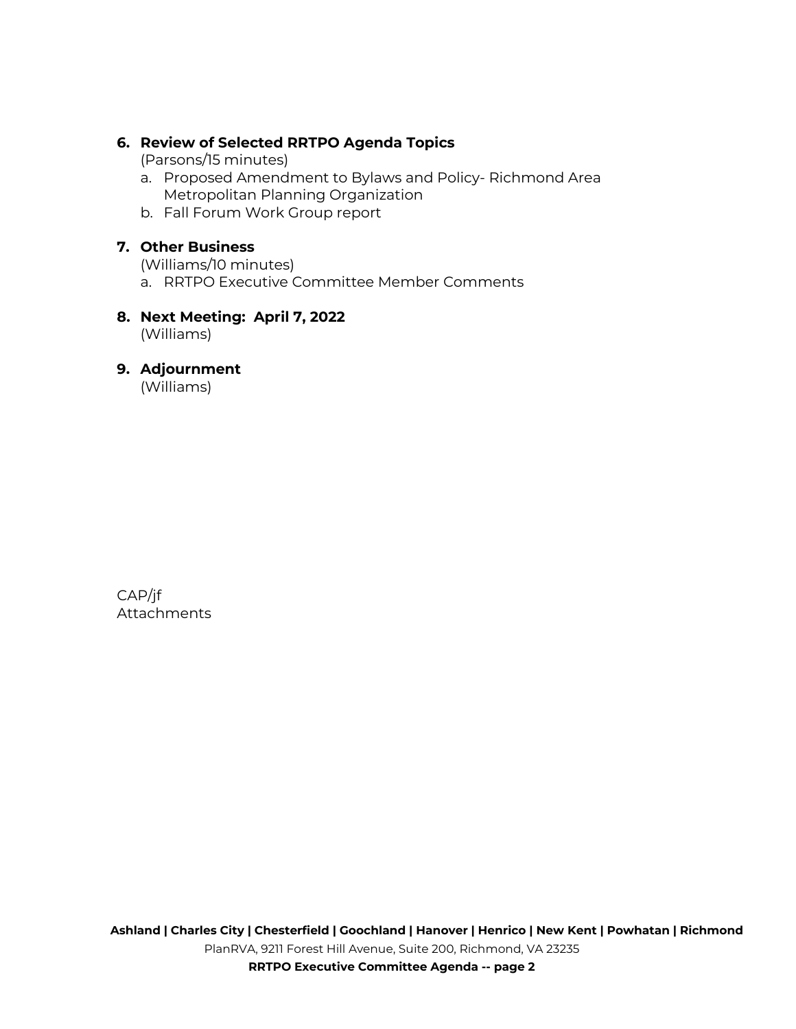6. **Review of Selected RRTPO Agenda Topics**
   (Parsons/15 minutes)
   a. Proposed Amendment to Bylaws and Policy- Richmond Area Metropolitan Planning Organization
   b. Fall Forum Work Group report

7. **Other Business**
   (Williams/10 minutes)
   a. RRTPO Executive Committee Member Comments

8. **Next Meeting: April 7, 2022**
   (Williams)

9. **Adjournment**
   (Williams)

CAP/jf
Attachments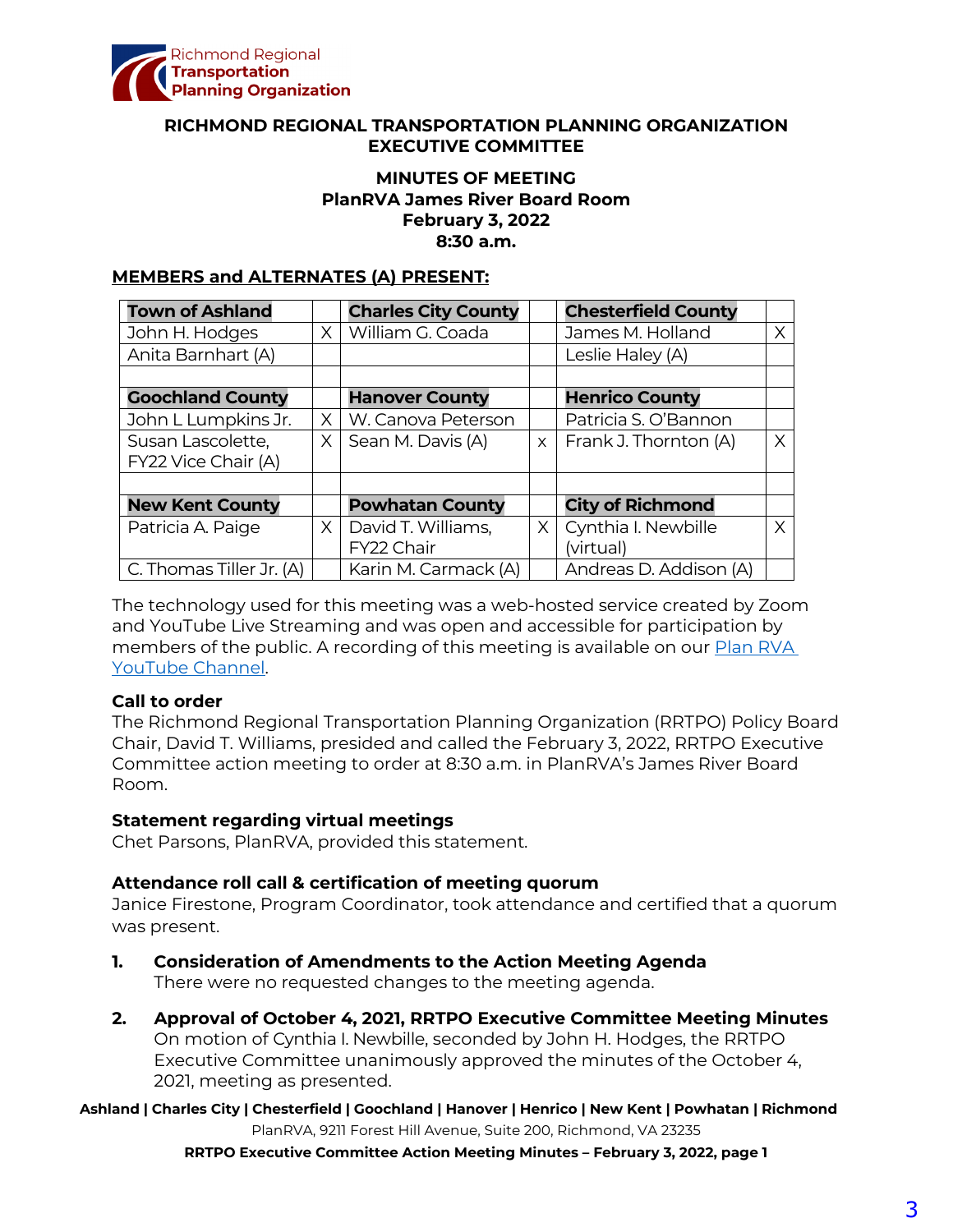Richmond Regional
**Transportation**
**Planning Organization**

**RICHMOND REGIONAL TRANSPORTATION PLANNING ORGANIZATION**
**EXECUTIVE COMMITTEE**

**MINUTES OF MEETING**
**PlanRVA James River Board Room**
**February 3, 2022**
**8:30 a.m.**

**MEMBERS and ALTERNATES (A) PRESENT:**

| **Town of Ashland** | | **Charles City County** | | **Chesterfield County** | |
|---|---|---|---|---|---|
| John H. Hodges | X | William G. Coada | | James M. Holland | X |
| Anita Barnhart (A) | | | | Leslie Haley (A) | |
| | | | | | |
| **Goochland County** | | **Hanover County** | | **Henrico County** | |
| John L Lumpkins Jr. | X | W. Canova Peterson | | Patricia S. O'Bannon | |
| Susan Lascolette, FY22 Vice Chair (A) | X | Sean M. Davis (A) | x | Frank J. Thornton (A) | X |
| | | | | | |
| **New Kent County** | | **Powhatan County** | | **City of Richmond** | |
| Patricia A. Paige | X | David T. Williams, FY22 Chair | X | Cynthia I. Newbille (virtual) | X |
| C. Thomas Tiller Jr. (A) | | Karin M. Carmack (A) | | Andreas D. Addison (A) | |

The technology used for this meeting was a web-hosted service created by Zoom and YouTube Live Streaming and was open and accessible for participation by members of the public. A recording of this meeting is available on our Plan RVA YouTube Channel.

**Call to order**

The Richmond Regional Transportation Planning Organization (RRTPO) Policy Board Chair, David T. Williams, presided and called the February 3, 2022, RRTPO Executive Committee action meeting to order at 8:30 a.m. in PlanRVA's James River Board Room.

**Statement regarding virtual meetings**

Chet Parsons, PlanRVA, provided this statement.

**Attendance roll call & certification of meeting quorum**

Janice Firestone, Program Coordinator, took attendance and certified that a quorum was present.

1. **Consideration of Amendments to the Action Meeting Agenda**
   There were no requested changes to the meeting agenda.

2. **Approval of October 4, 2021, RRTPO Executive Committee Meeting Minutes**
   On motion of Cynthia I. Newbille, seconded by John H. Hodges, the RRTPO Executive Committee unanimously approved the minutes of the October 4, 2021, meeting as presented.

Ashland | Charles City | Chesterfield | Goochland | Hanover | Henrico | New Kent | Powhatan | Richmond

PlanRVA, 9211 Forest Hill Avenue, Suite 200, Richmond, VA 23235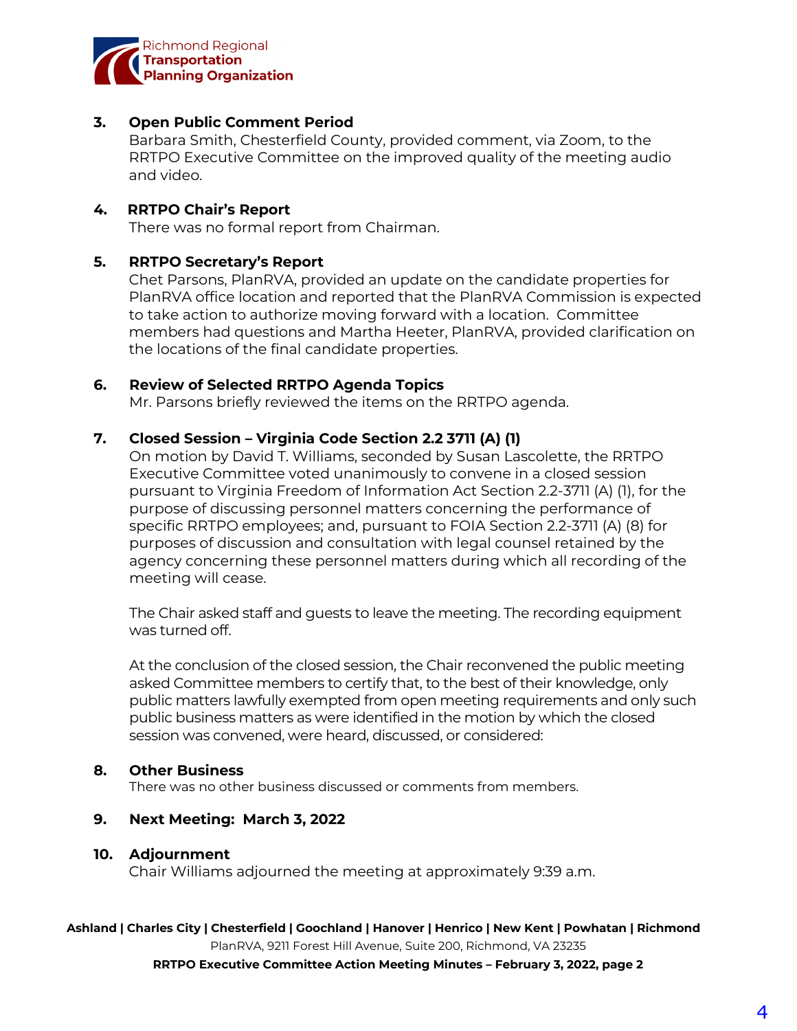3. **Open Public Comment Period**
   Barbara Smith, Chesterfield County, provided comment, via Zoom, to the RRTPO Executive Committee on the improved quality of the meeting audio and video.

4. **RRTPO Chair's Report**
   There was no formal report from Chairman.

5. **RRTPO Secretary's Report**
   Chet Parsons, PlanRVA, provided an update on the candidate properties for PlanRVA office location and reported that the PlanRVA Commission is expected to take action to authorize moving forward with a location. Committee members had questions and Martha Heeter, PlanRVA, provided clarification on the locations of the final candidate properties.

6. **Review of Selected RRTPO Agenda Topics**
   Mr. Parsons briefly reviewed the items on the RRTPO agenda.

7. **Closed Session – Virginia Code Section 2.2 3711 (A) (1)**
   On motion by David T. Williams, seconded by Susan Lascolette, the RRTPO Executive Committee voted unanimously to convene in a closed session pursuant to Virginia Freedom of Information Act Section 2.2-3711 (A) (1), for the purpose of discussing personnel matters concerning the performance of specific RRTPO employees; and, pursuant to FOIA Section 2.2-3711 (A) (8) for purposes of discussion and consultation with legal counsel retained by the agency concerning these personnel matters during which all recording of the meeting will cease.

   The Chair asked staff and guests to leave the meeting. The recording equipment was turned off.

   At the conclusion of the closed session, the Chair reconvened the public meeting asked Committee members to certify that, to the best of their knowledge, only public matters lawfully exempted from open meeting requirements and only such public business matters as were identified in the motion by which the closed session was convened, were heard, discussed, or considered:

8. **Other Business**
   There was no other business discussed or comments from members.

9. **Next Meeting: March 3, 2022**

10. **Adjournment**
    Chair Williams adjourned the meeting at approximately 9:39 a.m.